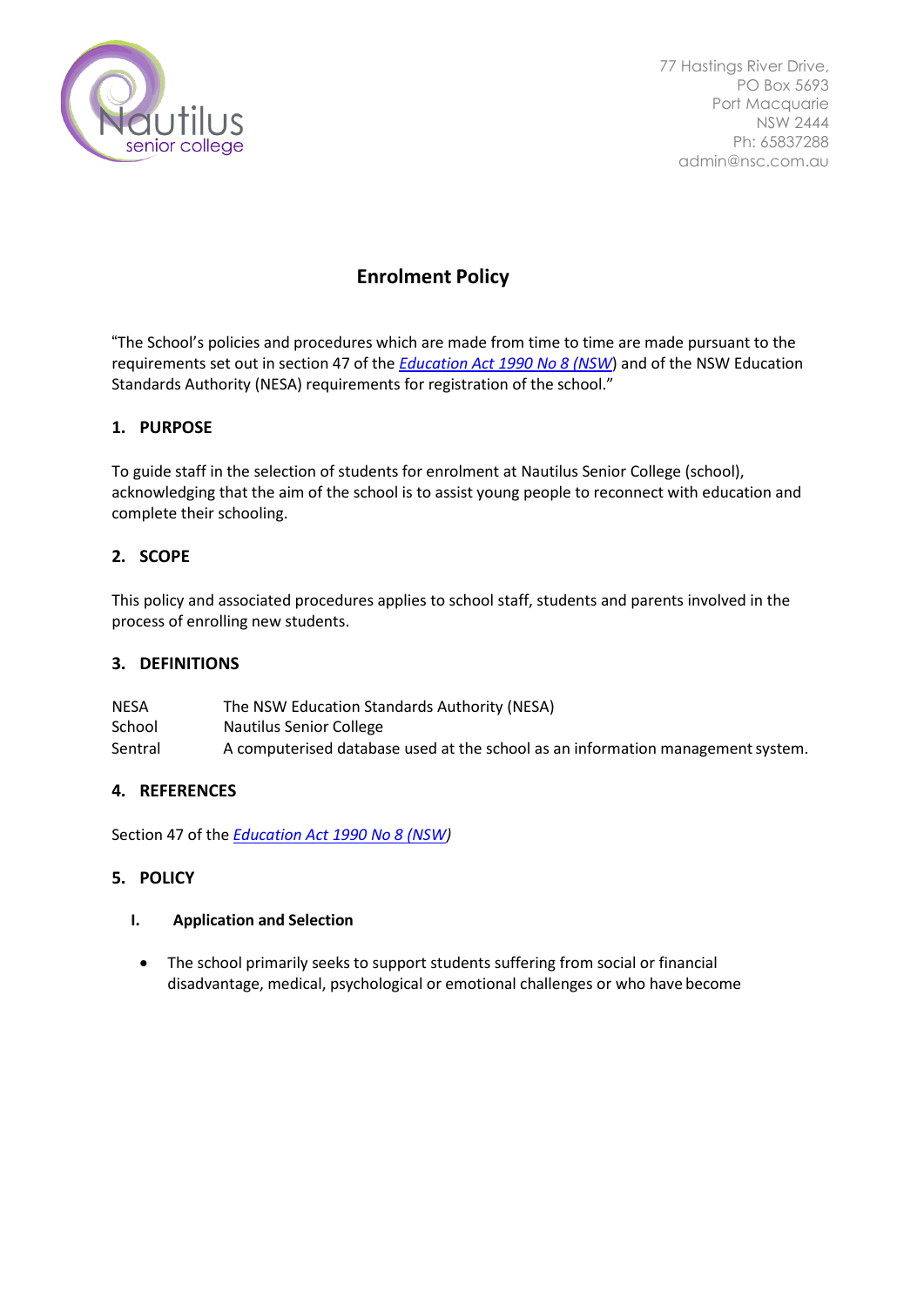Nautilus senior college

77 Hastings River Drive,
PO Box 5693
Port Macquarie
NSW 2444
Ph: 65837288
admin@nsc.com.au

# Enrolment Policy

"The School's policies and procedures which are made from time to time are made pursuant to the requirements set out in section 47 of the *Education Act 1990 No 8 (NSW)* and of the NSW Education Standards Authority (NESA) requirements for registration of the school."

## 1. PURPOSE

To guide staff in the selection of students for enrolment at Nautilus Senior College (school), acknowledging that the aim of the school is to assist young people to reconnect with education and complete their schooling.

## 2. SCOPE

This policy and associated procedures applies to school staff, students and parents involved in the process of enrolling new students.

## 3. DEFINITIONS

| | |
|---|---|
| NESA | The NSW Education Standards Authority (NESA) |
| School | Nautilus Senior College |
| Sentral | A computerised database used at the school as an information management system. |

## 4. REFERENCES

Section 47 of the *Education Act 1990 No 8 (NSW)*

## 5. POLICY

### I. Application and Selection

- The school primarily seeks to support students suffering from social or financial disadvantage, medical, psychological or emotional challenges or who have become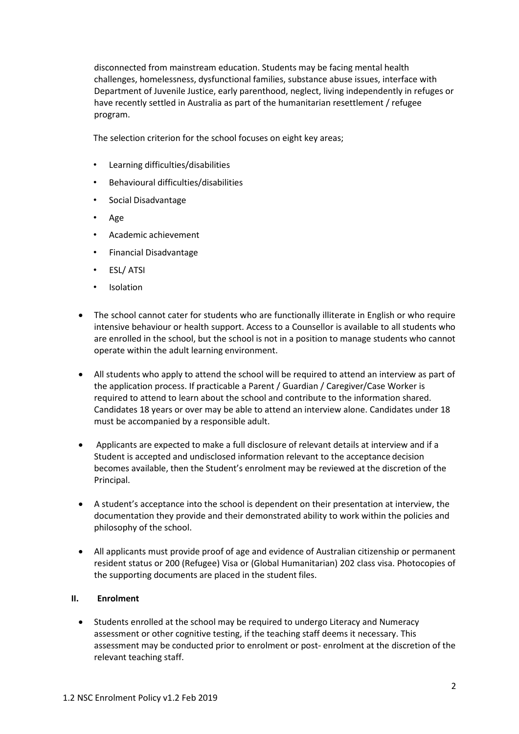disconnected from mainstream education. Students may be facing mental health challenges, homelessness, dysfunctional families, substance abuse issues, interface with Department of Juvenile Justice, early parenthood, neglect, living independently in refuges or have recently settled in Australia as part of the humanitarian resettlement / refugee program.

The selection criterion for the school focuses on eight key areas;

- Learning difficulties/disabilities
- Behavioural difficulties/disabilities
- Social Disadvantage
- Age
- Academic achievement
- Financial Disadvantage
- ESL/ ATSI
- Isolation

- The school cannot cater for students who are functionally illiterate in English or who require intensive behaviour or health support. Access to a Counsellor is available to all students who are enrolled in the school, but the school is not in a position to manage students who cannot operate within the adult learning environment.

- All students who apply to attend the school will be required to attend an interview as part of the application process. If practicable a Parent / Guardian / Caregiver/Case Worker is required to attend to learn about the school and contribute to the information shared. Candidates 18 years or over may be able to attend an interview alone. Candidates under 18 must be accompanied by a responsible adult.

- Applicants are expected to make a full disclosure of relevant details at interview and if a Student is accepted and undisclosed information relevant to the acceptance decision becomes available, then the Student's enrolment may be reviewed at the discretion of the Principal.

- A student's acceptance into the school is dependent on their presentation at interview, the documentation they provide and their demonstrated ability to work within the policies and philosophy of the school.

- All applicants must provide proof of age and evidence of Australian citizenship or permanent resident status or 200 (Refugee) Visa or (Global Humanitarian) 202 class visa. Photocopies of the supporting documents are placed in the student files.

## II. Enrolment

- Students enrolled at the school may be required to undergo Literacy and Numeracy assessment or other cognitive testing, if the teaching staff deems it necessary. This assessment may be conducted prior to enrolment or post- enrolment at the discretion of the relevant teaching staff.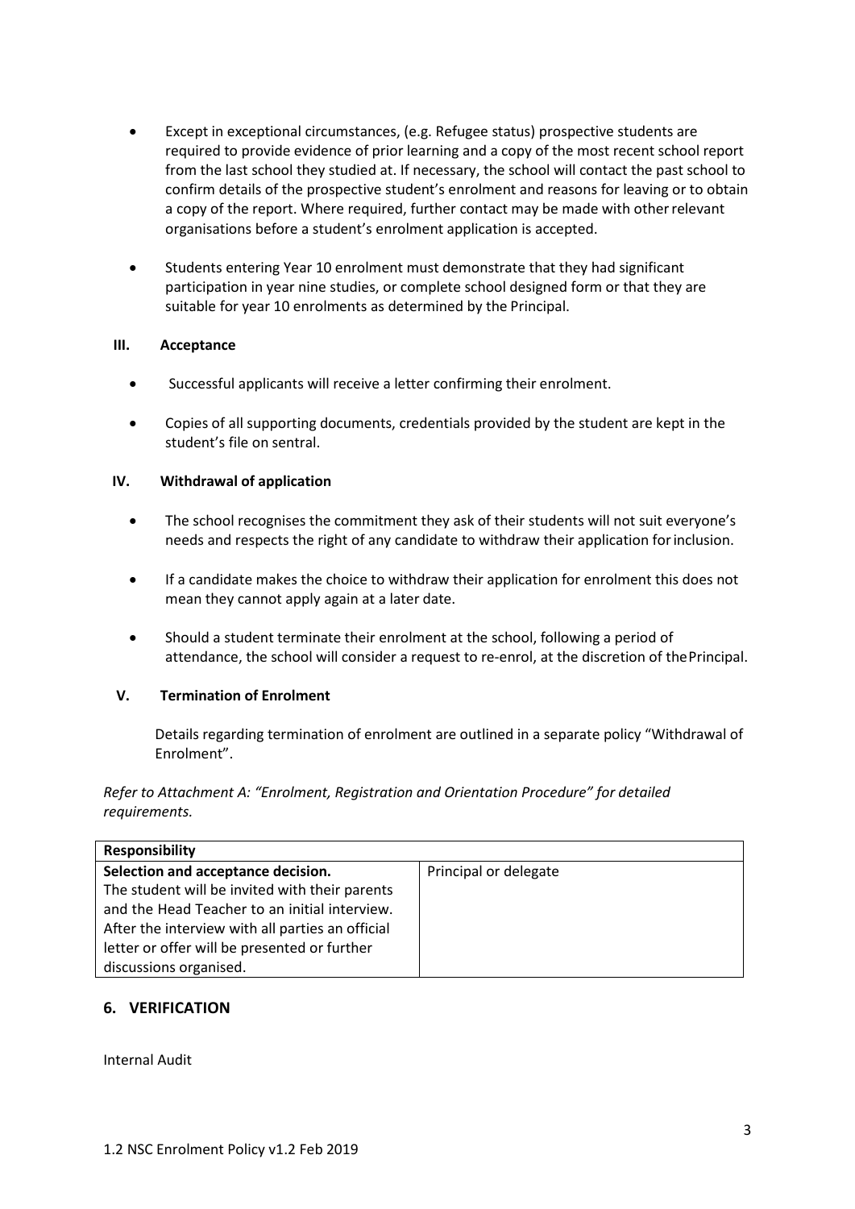- Except in exceptional circumstances, (e.g. Refugee status) prospective students are required to provide evidence of prior learning and a copy of the most recent school report from the last school they studied at. If necessary, the school will contact the past school to confirm details of the prospective student's enrolment and reasons for leaving or to obtain a copy of the report. Where required, further contact may be made with other relevant organisations before a student's enrolment application is accepted.
- Students entering Year 10 enrolment must demonstrate that they had significant participation in year nine studies, or complete school designed form or that they are suitable for year 10 enrolments as determined by the Principal.

### III. Acceptance

- Successful applicants will receive a letter confirming their enrolment.
- Copies of all supporting documents, credentials provided by the student are kept in the student's file on sentral.

### IV. Withdrawal of application

- The school recognises the commitment they ask of their students will not suit everyone's needs and respects the right of any candidate to withdraw their application for inclusion.
- If a candidate makes the choice to withdraw their application for enrolment this does not mean they cannot apply again at a later date.
- Should a student terminate their enrolment at the school, following a period of attendance, the school will consider a request to re-enrol, at the discretion of the Principal.

### V. Termination of Enrolment

Details regarding termination of enrolment are outlined in a separate policy "Withdrawal of Enrolment".

*Refer to Attachment A: "Enrolment, Registration and Orientation Procedure" for detailed requirements.*

| **Responsibility** | |
|---|---|
| **Selection and acceptance decision.** The student will be invited with their parents and the Head Teacher to an initial interview. After the interview with all parties an official letter or offer will be presented or further discussions organised. | Principal or delegate |

## 6. VERIFICATION

Internal Audit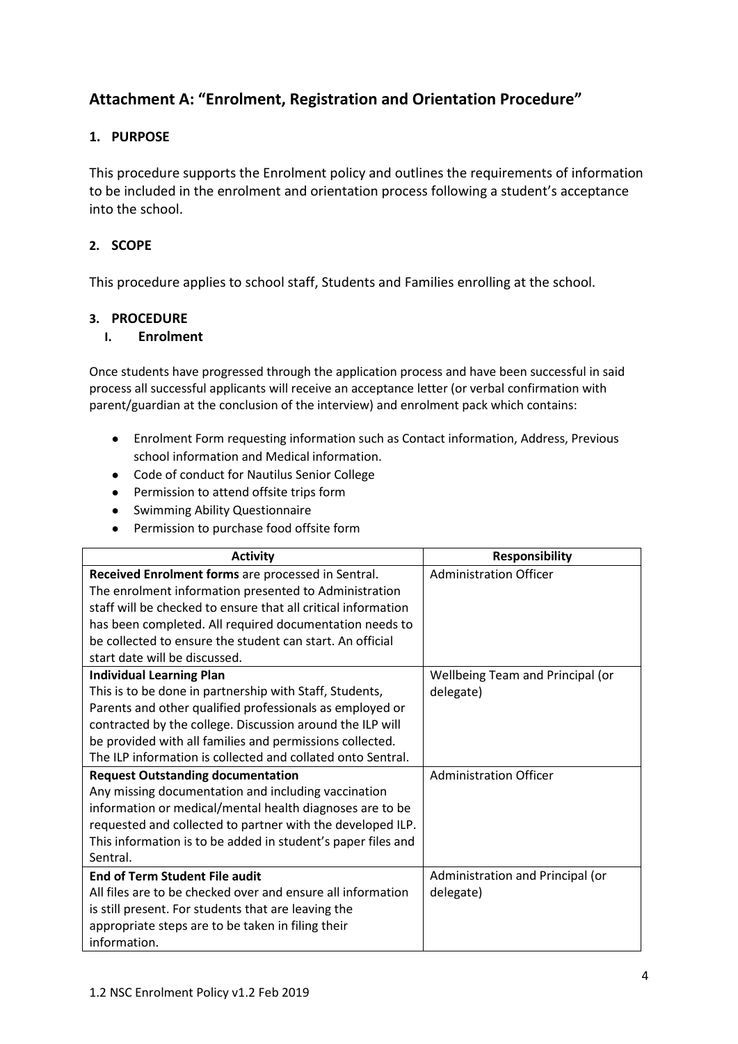## Attachment A: "Enrolment, Registration and Orientation Procedure"

### 1. PURPOSE

This procedure supports the Enrolment policy and outlines the requirements of information to be included in the enrolment and orientation process following a student's acceptance into the school.

### 2. SCOPE

This procedure applies to school staff, Students and Families enrolling at the school.

### 3. PROCEDURE

#### I. Enrolment

Once students have progressed through the application process and have been successful in said process all successful applicants will receive an acceptance letter (or verbal confirmation with parent/guardian at the conclusion of the interview) and enrolment pack which contains:

- Enrolment Form requesting information such as Contact information, Address, Previous school information and Medical information.
- Code of conduct for Nautilus Senior College
- Permission to attend offsite trips form
- Swimming Ability Questionnaire
- Permission to purchase food offsite form

| Activity | Responsibility |
|---|---|
| **Received Enrolment forms** are processed in Sentral. The enrolment information presented to Administration staff will be checked to ensure that all critical information has been completed. All required documentation needs to be collected to ensure the student can start. An official start date will be discussed. | Administration Officer |
| **Individual Learning Plan** This is to be done in partnership with Staff, Students, Parents and other qualified professionals as employed or contracted by the college. Discussion around the ILP will be provided with all families and permissions collected. The ILP information is collected and collated onto Sentral. | Wellbeing Team and Principal (or delegate) |
| **Request Outstanding documentation** Any missing documentation and including vaccination information or medical/mental health diagnoses are to be requested and collected to partner with the developed ILP. This information is to be added in student's paper files and Sentral. | Administration Officer |
| **End of Term Student File audit** All files are to be checked over and ensure all information is still present. For students that are leaving the appropriate steps are to be taken in filing their information. | Administration and Principal (or delegate) |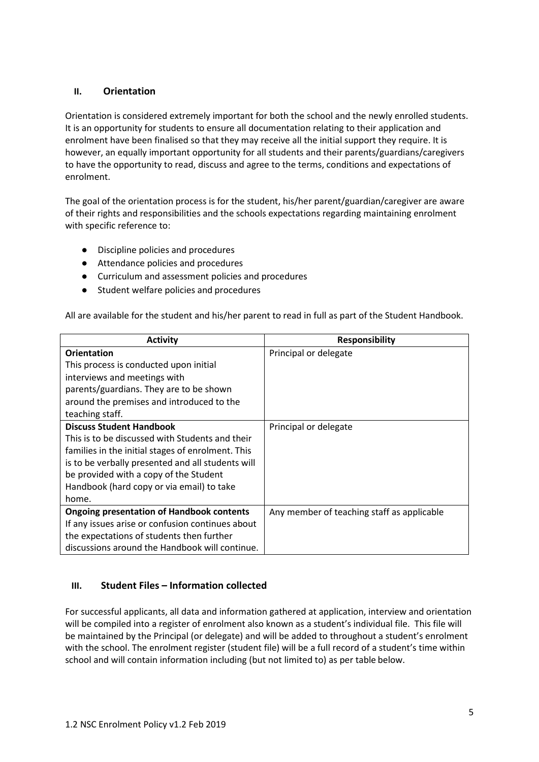## II. Orientation

Orientation is considered extremely important for both the school and the newly enrolled students. It is an opportunity for students to ensure all documentation relating to their application and enrolment have been finalised so that they may receive all the initial support they require. It is however, an equally important opportunity for all students and their parents/guardians/caregivers to have the opportunity to read, discuss and agree to the terms, conditions and expectations of enrolment.

The goal of the orientation process is for the student, his/her parent/guardian/caregiver are aware of their rights and responsibilities and the schools expectations regarding maintaining enrolment with specific reference to:

- Discipline policies and procedures
- Attendance policies and procedures
- Curriculum and assessment policies and procedures
- Student welfare policies and procedures

All are available for the student and his/her parent to read in full as part of the Student Handbook.

| Activity | Responsibility |
|---|---|
| **Orientation**<br>This process is conducted upon initial interviews and meetings with parents/guardians. They are to be shown around the premises and introduced to the teaching staff. | Principal or delegate |
| **Discuss Student Handbook**<br>This is to be discussed with Students and their families in the initial stages of enrolment. This is to be verbally presented and all students will be provided with a copy of the Student Handbook (hard copy or via email) to take home. | Principal or delegate |
| **Ongoing presentation of Handbook contents**<br>If any issues arise or confusion continues about the expectations of students then further discussions around the Handbook will continue. | Any member of teaching staff as applicable |

## III. Student Files – Information collected

For successful applicants, all data and information gathered at application, interview and orientation will be compiled into a register of enrolment also known as a student's individual file. This file will be maintained by the Principal (or delegate) and will be added to throughout a student's enrolment with the school. The enrolment register (student file) will be a full record of a student's time within school and will contain information including (but not limited to) as per table below.

1.2 NSC Enrolment Policy v1.2 Feb 2019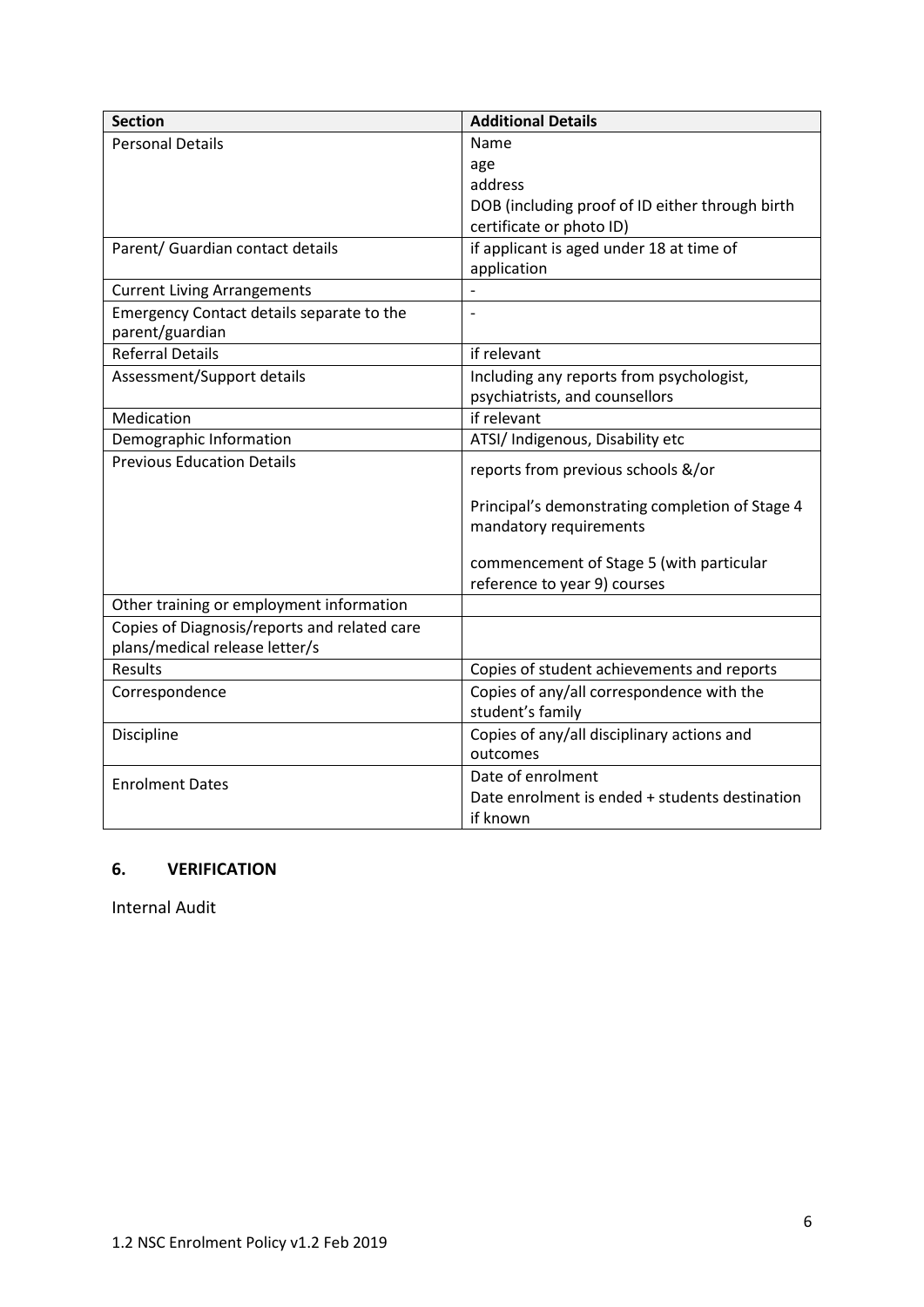| Section | Additional Details |
|---|---|
| Personal Details | Name<br>age<br>address<br>DOB (including proof of ID either through birth certificate or photo ID) |
| Parent/ Guardian contact details | if applicant is aged under 18 at time of application |
| Current Living Arrangements | - |
| Emergency Contact details separate to the parent/guardian | - |
| Referral Details | if relevant |
| Assessment/Support details | Including any reports from psychologist, psychiatrists, and counsellors |
| Medication | if relevant |
| Demographic Information | ATSI/ Indigenous, Disability etc |
| Previous Education Details | reports from previous schools &/or<br><br>Principal's demonstrating completion of Stage 4 mandatory requirements<br><br>commencement of Stage 5 (with particular reference to year 9) courses |
| Other training or employment information | |
| Copies of Diagnosis/reports and related care plans/medical release letter/s | |
| Results | Copies of student achievements and reports |
| Correspondence | Copies of any/all correspondence with the student's family |
| Discipline | Copies of any/all disciplinary actions and outcomes |
| Enrolment Dates | Date of enrolment<br>Date enrolment is ended + students destination if known |

## 6. VERIFICATION

Internal Audit